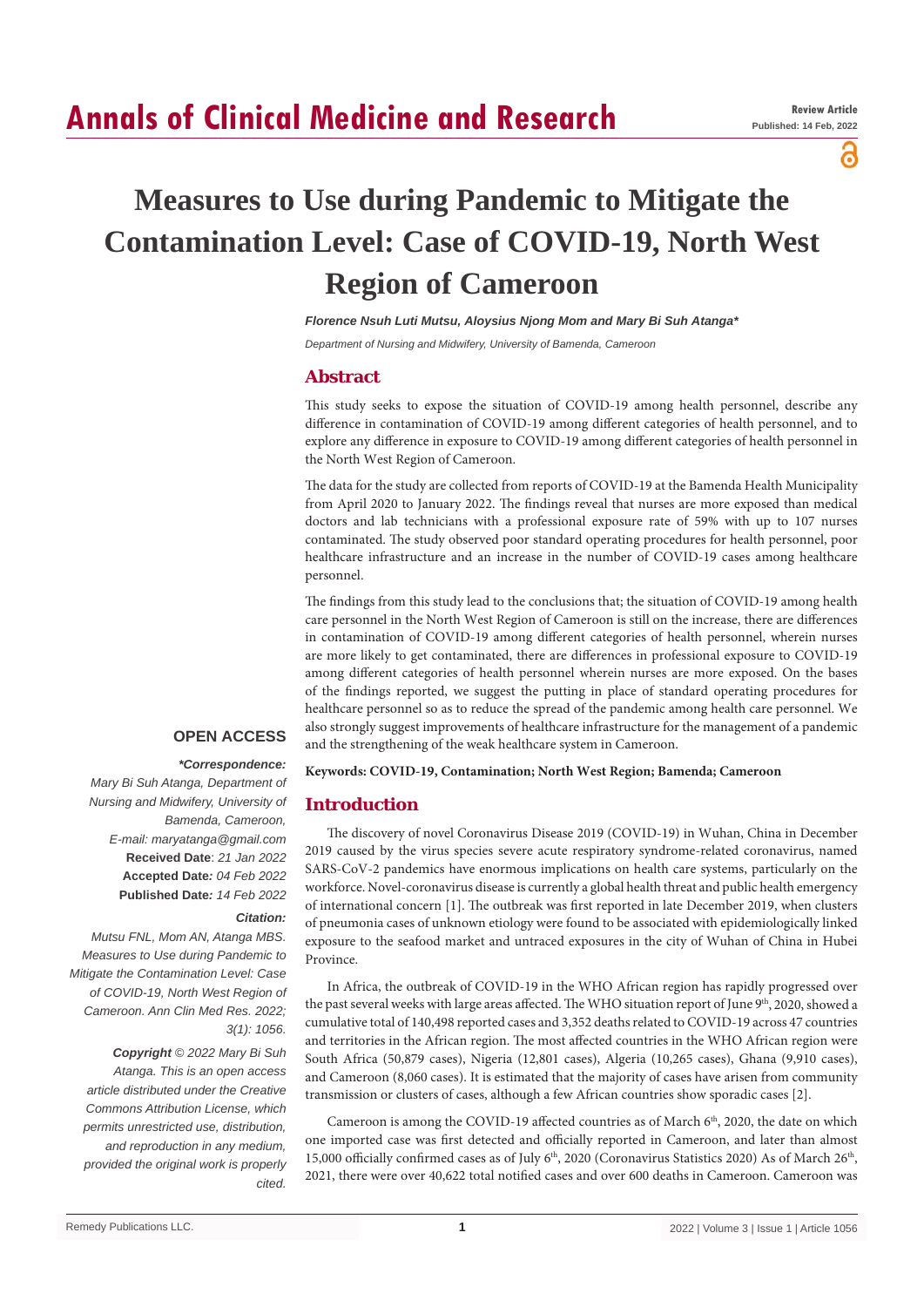Review Article
Published: 14 Feb, 2022

# Measures to Use during Pandemic to Mitigate the Contamination Level: Case of COVID-19, North West Region of Cameroon

***Florence Nsuh Luti Mutsu, Aloysius Njong Mom and Mary Bi Suh Atanga****

*Department of Nursing and Midwifery, University of Bamenda, Cameroon*

## Abstract

This study seeks to expose the situation of COVID-19 among health personnel, describe any difference in contamination of COVID-19 among different categories of health personnel, and to explore any difference in exposure to COVID-19 among different categories of health personnel in the North West Region of Cameroon.

The data for the study are collected from reports of COVID-19 at the Bamenda Health Municipality from April 2020 to January 2022. The findings reveal that nurses are more exposed than medical doctors and lab technicians with a professional exposure rate of 59% with up to 107 nurses contaminated. The study observed poor standard operating procedures for health personnel, poor healthcare infrastructure and an increase in the number of COVID-19 cases among healthcare personnel.

The findings from this study lead to the conclusions that; the situation of COVID-19 among health care personnel in the North West Region of Cameroon is still on the increase, there are differences in contamination of COVID-19 among different categories of health personnel, wherein nurses are more likely to get contaminated, there are differences in professional exposure to COVID-19 among different categories of health personnel wherein nurses are more exposed. On the bases of the findings reported, we suggest the putting in place of standard operating procedures for healthcare personnel so as to reduce the spread of the pandemic among health care personnel. We also strongly suggest improvements of healthcare infrastructure for the management of a pandemic and the strengthening of the weak healthcare system in Cameroon.

**Keywords: COVID-19, Contamination; North West Region; Bamenda; Cameroon**

**OPEN ACCESS**

***\*Correspondence:***

*Mary Bi Suh Atanga, Department of Nursing and Midwifery, University of Bamenda, Cameroon,*
*E-mail: maryatanga@gmail.com*

**Received Date**: *21 Jan 2022*
**Accepted Date***: 04 Feb 2022*
**Published Date***: 14 Feb 2022*

***Citation:***

*Mutsu FNL, Mom AN, Atanga MBS. Measures to Use during Pandemic to Mitigate the Contamination Level: Case of COVID-19, North West Region of Cameroon. Ann Clin Med Res. 2022; 3(1): 1056.*

***Copyright** © 2022 Mary Bi Suh Atanga. This is an open access article distributed under the Creative Commons Attribution License, which permits unrestricted use, distribution, and reproduction in any medium, provided the original work is properly cited.*

## Introduction

The discovery of novel Coronavirus Disease 2019 (COVID-19) in Wuhan, China in December 2019 caused by the virus species severe acute respiratory syndrome-related coronavirus, named SARS-CoV-2 pandemics have enormous implications on health care systems, particularly on the workforce. Novel-coronavirus disease is currently a global health threat and public health emergency of international concern [1]. The outbreak was first reported in late December 2019, when clusters of pneumonia cases of unknown etiology were found to be associated with epidemiologically linked exposure to the seafood market and untraced exposures in the city of Wuhan of China in Hubei Province.

In Africa, the outbreak of COVID-19 in the WHO African region has rapidly progressed over the past several weeks with large areas affected. The WHO situation report of June 9th, 2020, showed a cumulative total of 140,498 reported cases and 3,352 deaths related to COVID-19 across 47 countries and territories in the African region. The most affected countries in the WHO African region were South Africa (50,879 cases), Nigeria (12,801 cases), Algeria (10,265 cases), Ghana (9,910 cases), and Cameroon (8,060 cases). It is estimated that the majority of cases have arisen from community transmission or clusters of cases, although a few African countries show sporadic cases [2].

Cameroon is among the COVID-19 affected countries as of March 6th, 2020, the date on which one imported case was first detected and officially reported in Cameroon, and later than almost 15,000 officially confirmed cases as of July 6th, 2020 (Coronavirus Statistics 2020) As of March 26th, 2021, there were over 40,622 total notified cases and over 600 deaths in Cameroon. Cameroon was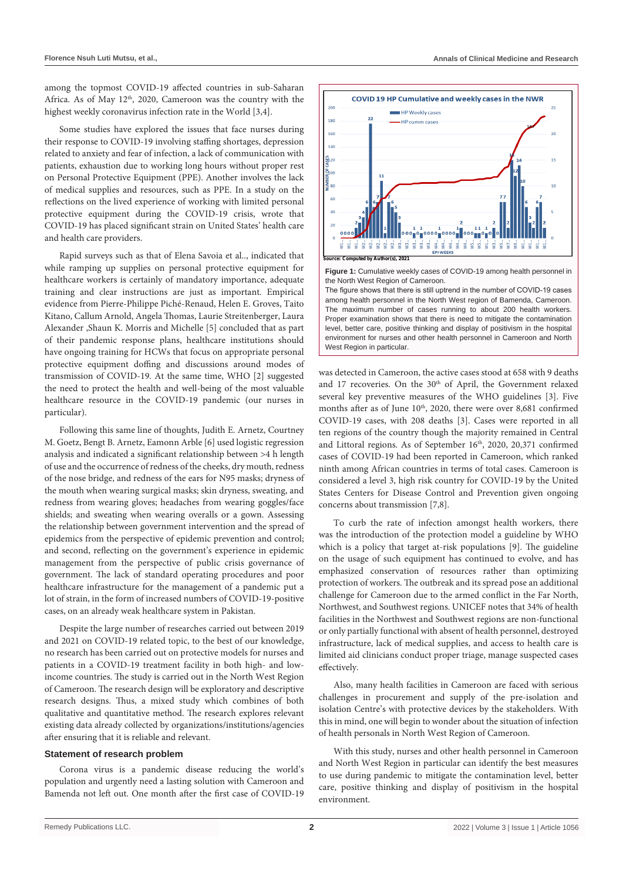among the topmost COVID-19 affected countries in sub-Saharan Africa. As of May 12th, 2020, Cameroon was the country with the highest weekly coronavirus infection rate in the World [3,4].

Some studies have explored the issues that face nurses during their response to COVID-19 involving staffing shortages, depression related to anxiety and fear of infection, a lack of communication with patients, exhaustion due to working long hours without proper rest on Personal Protective Equipment (PPE). Another involves the lack of medical supplies and resources, such as PPE. In a study on the reflections on the lived experience of working with limited personal protective equipment during the COVID-19 crisis, wrote that COVID-19 has placed significant strain on United States' health care and health care providers.

Rapid surveys such as that of Elena Savoia et al.., indicated that while ramping up supplies on personal protective equipment for healthcare workers is certainly of mandatory importance, adequate training and clear instructions are just as important. Empirical evidence from Pierre-Philippe Piché-Renaud, Helen E. Groves, Taito Kitano, Callum Arnold, Angela Thomas, Laurie Streitenberger, Laura Alexander ,Shaun K. Morris and Michelle [5] concluded that as part of their pandemic response plans, healthcare institutions should have ongoing training for HCWs that focus on appropriate personal protective equipment doffing and discussions around modes of transmission of COVID-19. At the same time, WHO [2] suggested the need to protect the health and well-being of the most valuable healthcare resource in the COVID-19 pandemic (our nurses in particular).

Following this same line of thoughts, Judith E. Arnetz, Courtney M. Goetz, Bengt B. Arnetz, Eamonn Arble [6] used logistic regression analysis and indicated a significant relationship between >4 h length of use and the occurrence of redness of the cheeks, dry mouth, redness of the nose bridge, and redness of the ears for N95 masks; dryness of the mouth when wearing surgical masks; skin dryness, sweating, and redness from wearing gloves; headaches from wearing goggles/face shields; and sweating when wearing overalls or a gown. Assessing the relationship between government intervention and the spread of epidemics from the perspective of epidemic prevention and control; and second, reflecting on the government's experience in epidemic management from the perspective of public crisis governance of government. The lack of standard operating procedures and poor healthcare infrastructure for the management of a pandemic put a lot of strain, in the form of increased numbers of COVID-19-positive cases, on an already weak healthcare system in Pakistan.

Despite the large number of researches carried out between 2019 and 2021 on COVID-19 related topic, to the best of our knowledge, no research has been carried out on protective models for nurses and patients in a COVID-19 treatment facility in both high- and low-income countries. The study is carried out in the North West Region of Cameroon. The research design will be exploratory and descriptive research designs. Thus, a mixed study which combines of both qualitative and quantitative method. The research explores relevant existing data already collected by organizations/institutions/agencies after ensuring that it is reliable and relevant.

## Statement of research problem

Corona virus is a pandemic disease reducing the world's population and urgently need a lasting solution with Cameroon and Bamenda not left out. One month after the first case of COVID-19 was detected in Cameroon, the active cases stood at 658 with 9 deaths and 17 recoveries. On the 30th of April, the Government relaxed several key preventive measures of the WHO guidelines [3]. Five months after as of June 10th, 2020, there were over 8,681 confirmed COVID-19 cases, with 208 deaths [3]. Cases were reported in all ten regions of the country though the majority remained in Central and Littoral regions. As of September 16th, 2020, 20,371 confirmed cases of COVID-19 had been reported in Cameroon, which ranked ninth among African countries in terms of total cases. Cameroon is considered a level 3, high risk country for COVID-19 by the United States Centers for Disease Control and Prevention given ongoing concerns about transmission [7,8].

**Figure 1:** Cumulative weekly cases of COVID-19 among health personnel in the North West Region of Cameroon.
The figure shows that there is still uptrend in the number of COVID-19 cases among health personnel in the North West region of Bamenda, Cameroon. The maximum number of cases running to about 200 health workers. Proper examination shows that there is need to mitigate the contamination level, better care, positive thinking and display of positivism in the hospital environment for nurses and other health personnel in Cameroon and North West Region in particular.

To curb the rate of infection amongst health workers, there was the introduction of the protection model a guideline by WHO which is a policy that target at-risk populations [9]. The guideline on the usage of such equipment has continued to evolve, and has emphasized conservation of resources rather than optimizing protection of workers. The outbreak and its spread pose an additional challenge for Cameroon due to the armed conflict in the Far North, Northwest, and Southwest regions. UNICEF notes that 34% of health facilities in the Northwest and Southwest regions are non-functional or only partially functional with absent of health personnel, destroyed infrastructure, lack of medical supplies, and access to health care is limited aid clinicians conduct proper triage, manage suspected cases effectively.

Also, many health facilities in Cameroon are faced with serious challenges in procurement and supply of the pre-isolation and isolation Centre's with protective devices by the stakeholders. With this in mind, one will begin to wonder about the situation of infection of health personals in North West Region of Cameroon.

With this study, nurses and other health personnel in Cameroon and North West Region in particular can identify the best measures to use during pandemic to mitigate the contamination level, better care, positive thinking and display of positivism in the hospital environment.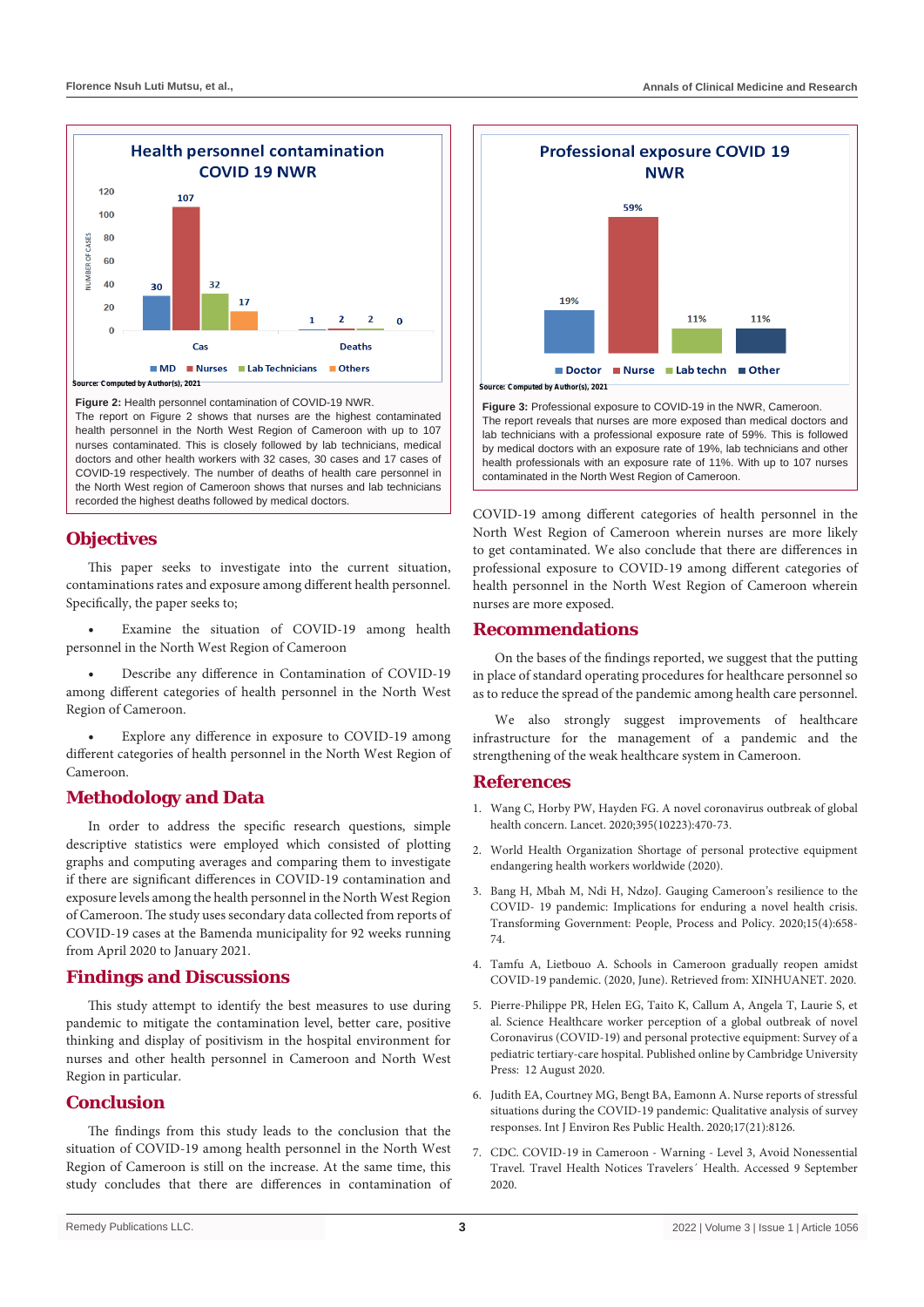Figure 2: Health personnel contamination of COVID-19 NWR.
The report on Figure 2 shows that nurses are the highest contaminated health personnel in the North West Region of Cameroon with up to 107 nurses contaminated. This is closely followed by lab technicians, medical doctors and other health workers with 32 cases, 30 cases and 17 cases of COVID-19 respectively. The number of deaths of health care personnel in the North West region of Cameroon shows that nurses and lab technicians recorded the highest deaths followed by medical doctors.

Figure 3: Professional exposure to COVID-19 in the NWR, Cameroon.
The report reveals that nurses are more exposed than medical doctors and lab technicians with a professional exposure rate of 59%. This is followed by medical doctors with an exposure rate of 19%, lab technicians and other health professionals with an exposure rate of 11%. With up to 107 nurses contaminated in the North West Region of Cameroon.

## Objectives

This paper seeks to investigate into the current situation, contaminations rates and exposure among different health personnel. Specifically, the paper seeks to;

- Examine the situation of COVID-19 among health personnel in the North West Region of Cameroon
- Describe any difference in Contamination of COVID-19 among different categories of health personnel in the North West Region of Cameroon.
- Explore any difference in exposure to COVID-19 among different categories of health personnel in the North West Region of Cameroon.

## Methodology and Data

In order to address the specific research questions, simple descriptive statistics were employed which consisted of plotting graphs and computing averages and comparing them to investigate if there are significant differences in COVID-19 contamination and exposure levels among the health personnel in the North West Region of Cameroon. The study uses secondary data collected from reports of COVID-19 cases at the Bamenda municipality for 92 weeks running from April 2020 to January 2021.

## Findings and Discussions

This study attempt to identify the best measures to use during pandemic to mitigate the contamination level, better care, positive thinking and display of positivism in the hospital environment for nurses and other health personnel in Cameroon and North West Region in particular.

## Conclusion

The findings from this study leads to the conclusion that the situation of COVID-19 among health personnel in the North West Region of Cameroon is still on the increase. At the same time, this study concludes that there are differences in contamination of COVID-19 among different categories of health personnel in the North West Region of Cameroon wherein nurses are more likely to get contaminated. We also conclude that there are differences in professional exposure to COVID-19 among different categories of health personnel in the North West Region of Cameroon wherein nurses are more exposed.

## Recommendations

On the bases of the findings reported, we suggest that the putting in place of standard operating procedures for healthcare personnel so as to reduce the spread of the pandemic among health care personnel.

We also strongly suggest improvements of healthcare infrastructure for the management of a pandemic and the strengthening of the weak healthcare system in Cameroon.

## References

1. Wang C, Horby PW, Hayden FG. A novel coronavirus outbreak of global health concern. Lancet. 2020;395(10223):470-73.
2. World Health Organization Shortage of personal protective equipment endangering health workers worldwide (2020).
3. Bang H, Mbah M, Ndi H, NdzoJ. Gauging Cameroon's resilience to the COVID- 19 pandemic: Implications for enduring a novel health crisis. Transforming Government: People, Process and Policy. 2020;15(4):658-74.
4. Tamfu A, Lietbouo A. Schools in Cameroon gradually reopen amidst COVID-19 pandemic. (2020, June). Retrieved from: XINHUANET. 2020.
5. Pierre-Philippe PR, Helen EG, Taito K, Callum A, Angela T, Laurie S, et al. Science Healthcare worker perception of a global outbreak of novel Coronavirus (COVID-19) and personal protective equipment: Survey of a pediatric tertiary-care hospital. Published online by Cambridge University Press: 12 August 2020.
6. Judith EA, Courtney MG, Bengt BA, Eamonn A. Nurse reports of stressful situations during the COVID-19 pandemic: Qualitative analysis of survey responses. Int J Environ Res Public Health. 2020;17(21):8126.
7. CDC. COVID-19 in Cameroon - Warning - Level 3, Avoid Nonessential Travel. Travel Health Notices Travelers´ Health. Accessed 9 September 2020.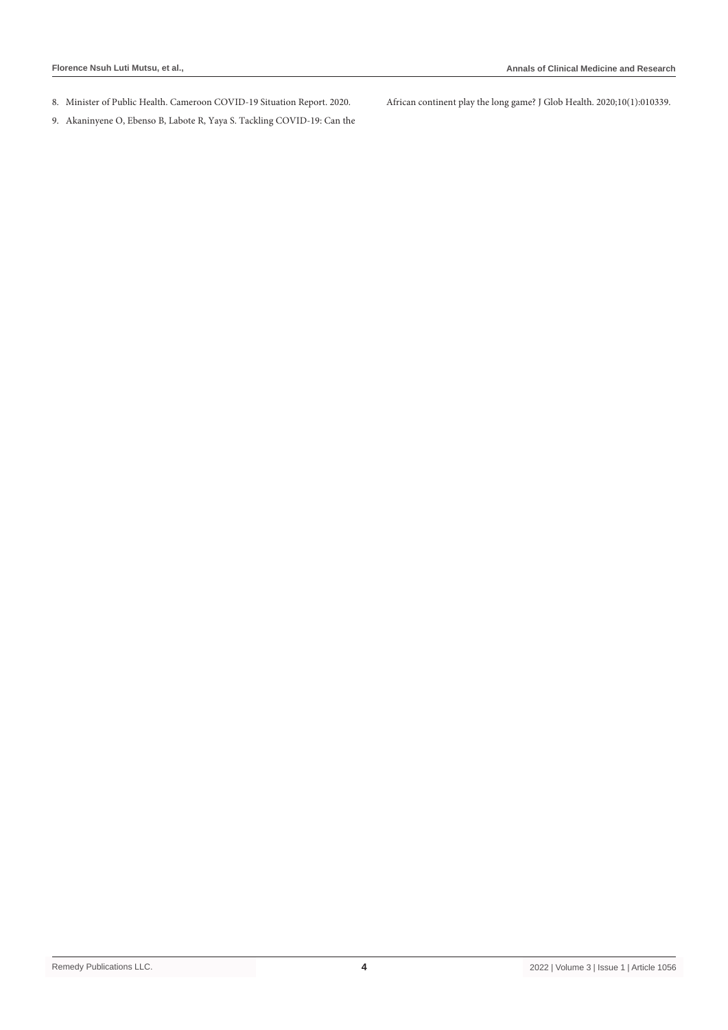8. Minister of Public Health. Cameroon COVID-19 Situation Report. 2020.

9. Akaninyene O, Ebenso B, Labote R, Yaya S. Tackling COVID-19: Can the African continent play the long game? J Glob Health. 2020;10(1):010339.